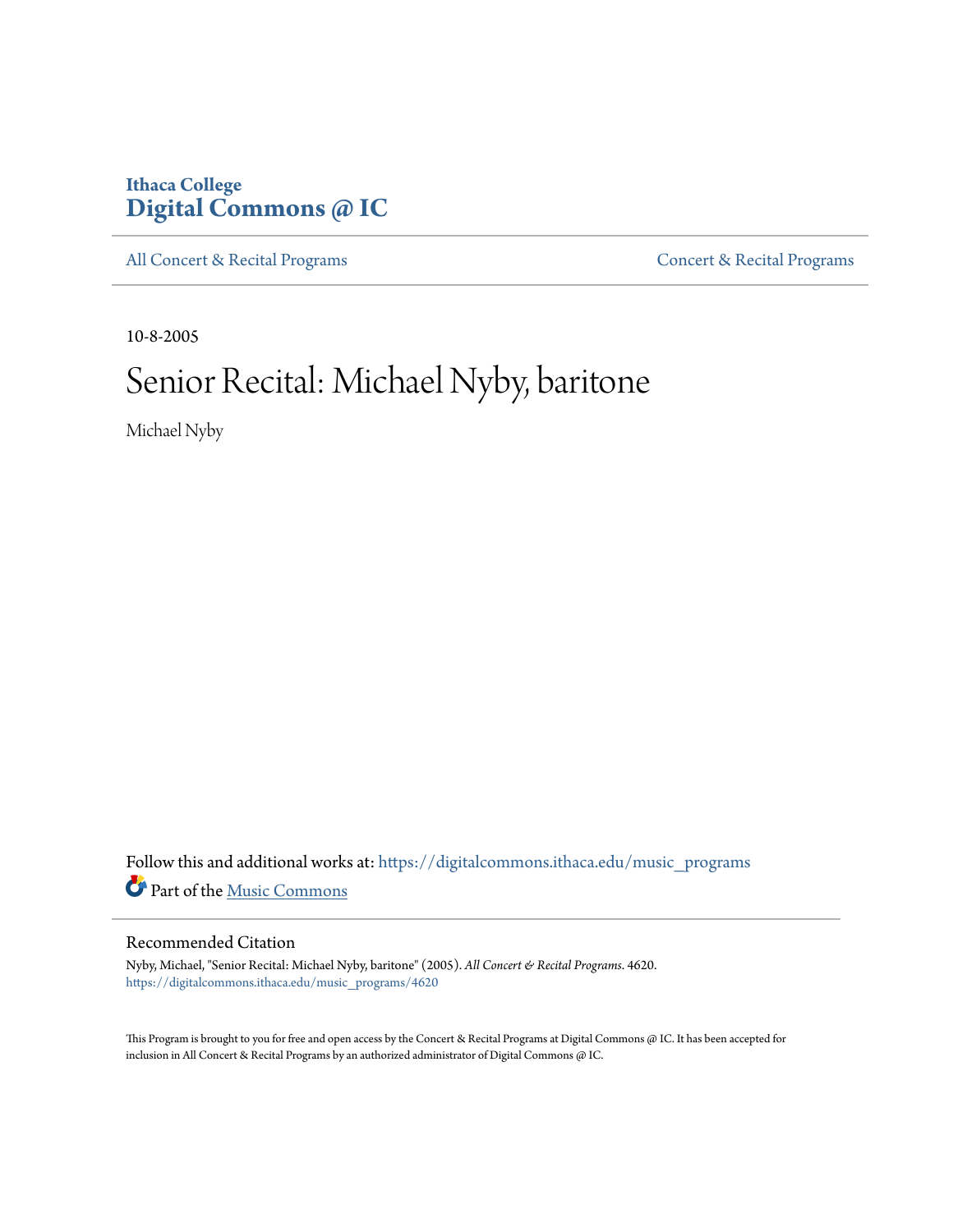Ithaca College
**Digital Commons @ IC**

All Concert & Recital Programs | Concert & Recital Programs

10-8-2005

# Senior Recital: Michael Nyby, baritone

Michael Nyby

Follow this and additional works at: https://digitalcommons.ithaca.edu/music_programs

Part of the Music Commons

## Recommended Citation

Nyby, Michael, "Senior Recital: Michael Nyby, baritone" (2005). *All Concert & Recital Programs*. 4620.
https://digitalcommons.ithaca.edu/music_programs/4620

This Program is brought to you for free and open access by the Concert & Recital Programs at Digital Commons @ IC. It has been accepted for inclusion in All Concert & Recital Programs by an authorized administrator of Digital Commons @ IC.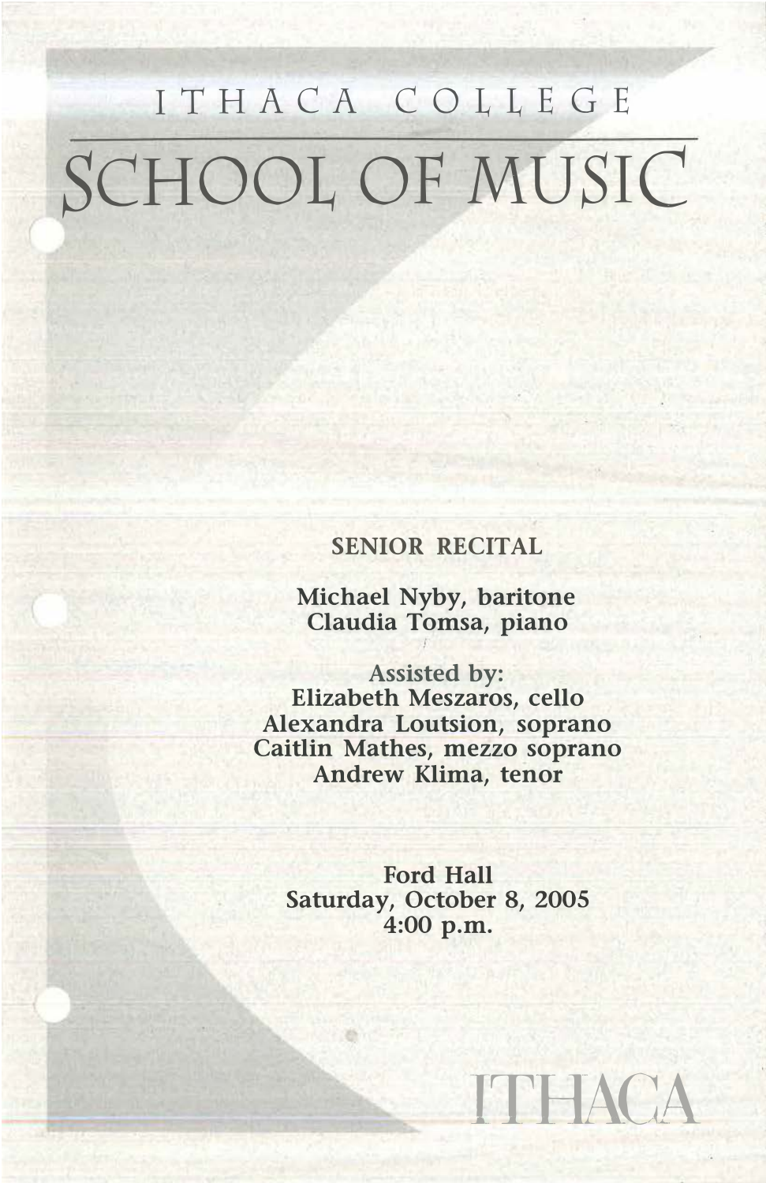# ITHACA COLLEGE

# SCHOOL OF MUSIC

**SENIOR RECITAL**

**Michael Nyby, baritone**
**Claudia Tomsa, piano**

**Assisted by:**
**Elizabeth Meszaros, cello**
**Alexandra Loutsion, soprano**
**Caitlin Mathes, mezzo soprano**
**Andrew Klima, tenor**

**Ford Hall**
**Saturday, October 8, 2005**
**4:00 p.m.**

ITHACA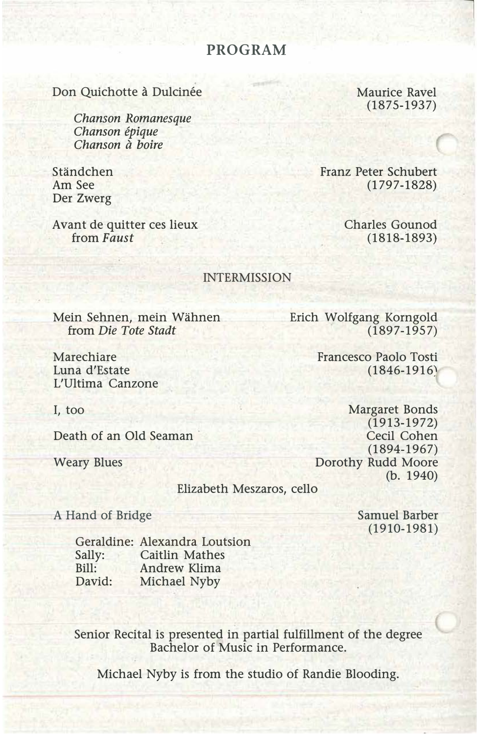# PROGRAM

Don Quichotte à Dulcinée — Maurice Ravel (1875-1937)

*Chanson Romanesque*
*Chanson épique*
*Chanson à boire*

Ständchen
Am See
Der Zwerg — Franz Peter Schubert (1797-1828)

Avant de quitter ces lieux from *Faust* — Charles Gounod (1818-1893)

INTERMISSION

Mein Sehnen, mein Wähnen from *Die Tote Stadt* — Erich Wolfgang Korngold (1897-1957)

Marechiare
Luna d'Estate
L'Ultima Canzone — Francesco Paolo Tosti (1846-1916)

I, too — Margaret Bonds (1913-1972)

Death of an Old Seaman — Cecil Cohen (1894-1967)

Weary Blues — Dorothy Rudd Moore (b. 1940)

Elizabeth Meszaros, cello

A Hand of Bridge — Samuel Barber (1910-1981)

Geraldine: Alexandra Loutsion
Sally: Caitlin Mathes
Bill: Andrew Klima
David: Michael Nyby

Senior Recital is presented in partial fulfillment of the degree Bachelor of Music in Performance.

Michael Nyby is from the studio of Randie Blooding.